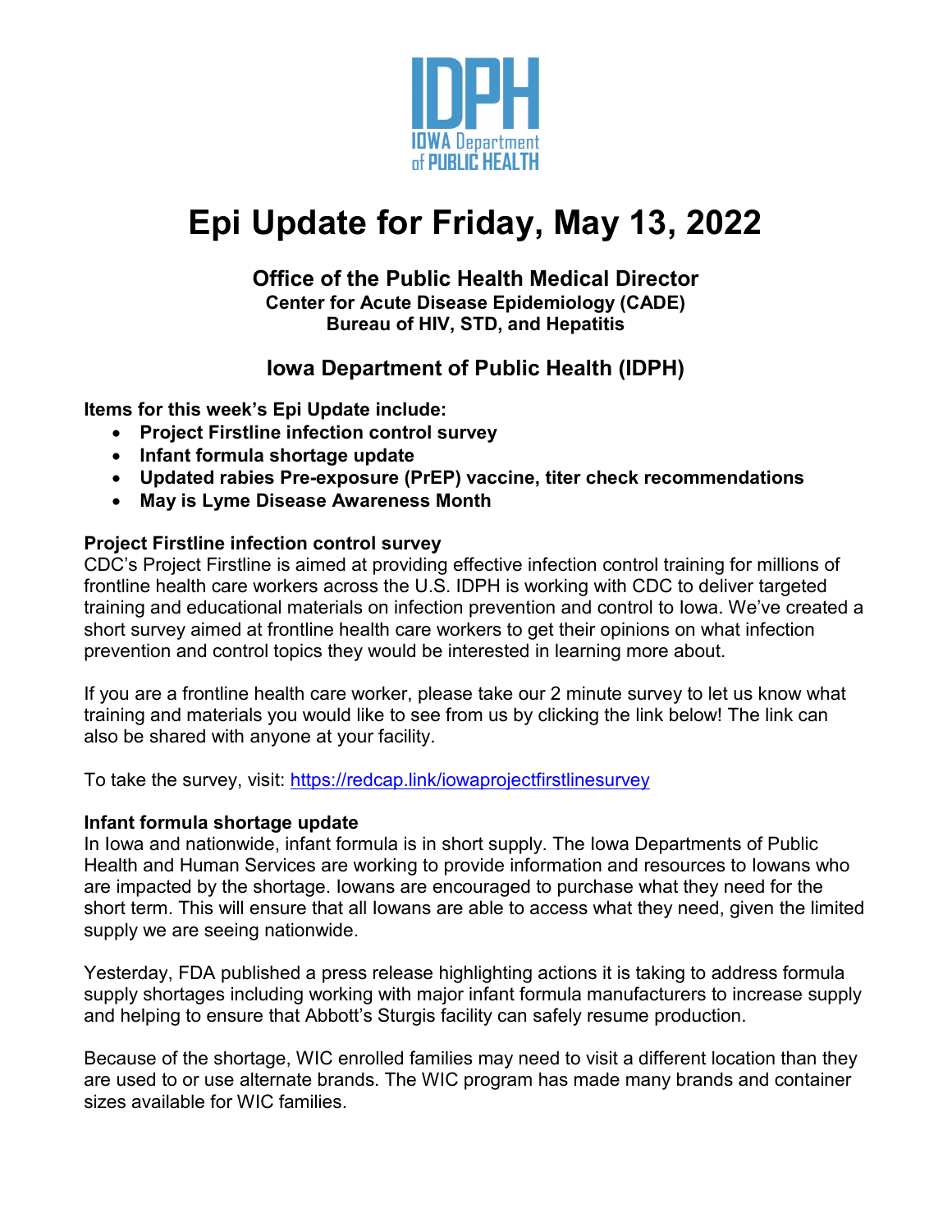# Epi Update for Friday, May 13, 2022

### Office of the Public Health Medical Director
**Center for Acute Disease Epidemiology (CADE)**
**Bureau of HIV, STD, and Hepatitis**

### Iowa Department of Public Health (IDPH)

**Items for this week's Epi Update include:**

- **Project Firstline infection control survey**
- **Infant formula shortage update**
- **Updated rabies Pre-exposure (PrEP) vaccine, titer check recommendations**
- **May is Lyme Disease Awareness Month**

**Project Firstline infection control survey**

CDC's Project Firstline is aimed at providing effective infection control training for millions of frontline health care workers across the U.S. IDPH is working with CDC to deliver targeted training and educational materials on infection prevention and control to Iowa. We've created a short survey aimed at frontline health care workers to get their opinions on what infection prevention and control topics they would be interested in learning more about.

If you are a frontline health care worker, please take our 2 minute survey to let us know what training and materials you would like to see from us by clicking the link below! The link can also be shared with anyone at your facility.

To take the survey, visit: https://redcap.link/iowaprojectfirstlinesurvey

**Infant formula shortage update**

In Iowa and nationwide, infant formula is in short supply. The Iowa Departments of Public Health and Human Services are working to provide information and resources to Iowans who are impacted by the shortage. Iowans are encouraged to purchase what they need for the short term. This will ensure that all Iowans are able to access what they need, given the limited supply we are seeing nationwide.

Yesterday, FDA published a press release highlighting actions it is taking to address formula supply shortages including working with major infant formula manufacturers to increase supply and helping to ensure that Abbott's Sturgis facility can safely resume production.

Because of the shortage, WIC enrolled families may need to visit a different location than they are used to or use alternate brands. The WIC program has made many brands and container sizes available for WIC families.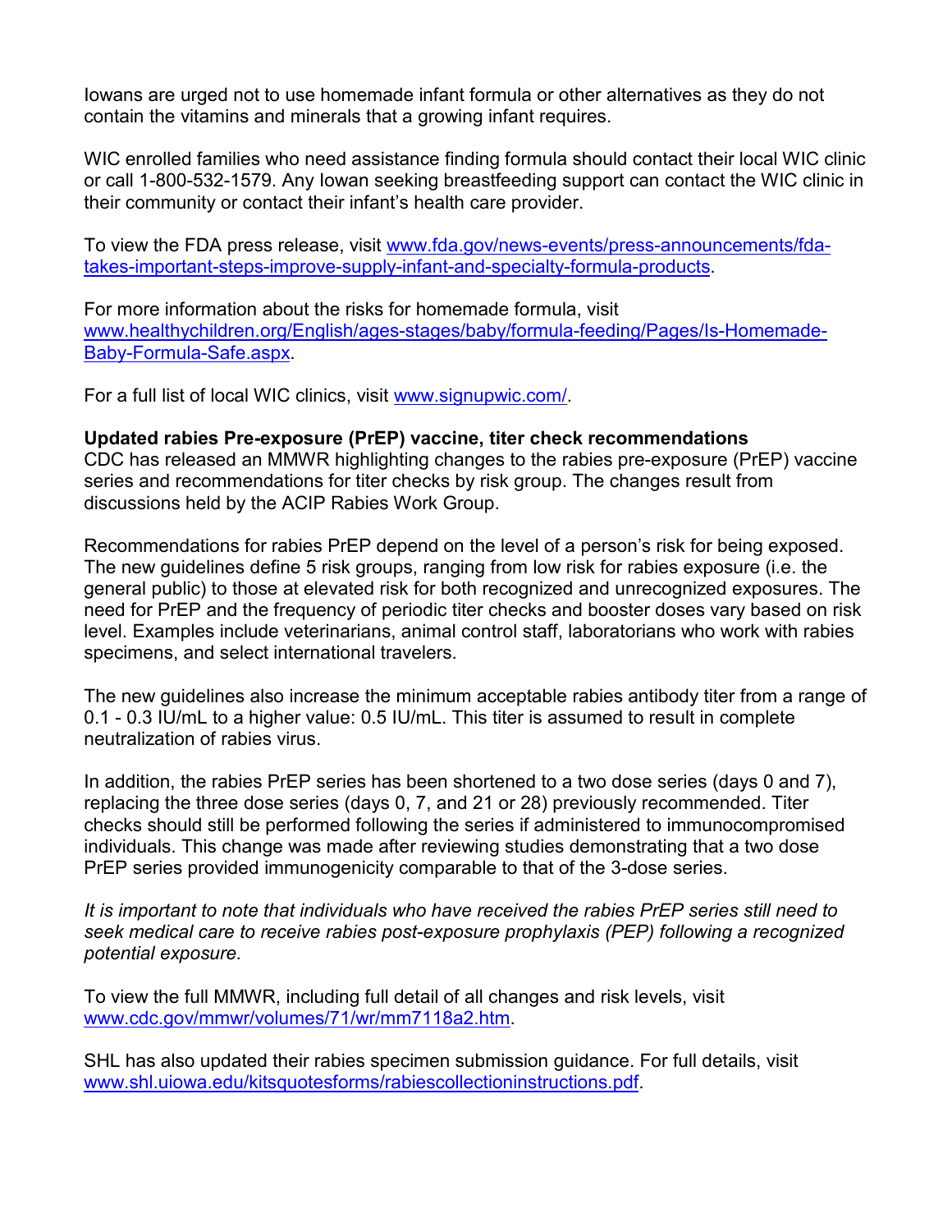Iowans are urged not to use homemade infant formula or other alternatives as they do not contain the vitamins and minerals that a growing infant requires.

WIC enrolled families who need assistance finding formula should contact their local WIC clinic or call 1-800-532-1579. Any Iowan seeking breastfeeding support can contact the WIC clinic in their community or contact their infant's health care provider.

To view the FDA press release, visit [www.fda.gov/news-events/press-announcements/fda-takes-important-steps-improve-supply-infant-and-specialty-formula-products](www.fda.gov/news-events/press-announcements/fda-takes-important-steps-improve-supply-infant-and-specialty-formula-products).

For more information about the risks for homemade formula, visit [www.healthychildren.org/English/ages-stages/baby/formula-feeding/Pages/Is-Homemade-Baby-Formula-Safe.aspx](www.healthychildren.org/English/ages-stages/baby/formula-feeding/Pages/Is-Homemade-Baby-Formula-Safe.aspx).

For a full list of local WIC clinics, visit [www.signupwic.com/](www.signupwic.com/).

**Updated rabies Pre-exposure (PrEP) vaccine, titer check recommendations**

CDC has released an MMWR highlighting changes to the rabies pre-exposure (PrEP) vaccine series and recommendations for titer checks by risk group. The changes result from discussions held by the ACIP Rabies Work Group.

Recommendations for rabies PrEP depend on the level of a person's risk for being exposed. The new guidelines define 5 risk groups, ranging from low risk for rabies exposure (i.e. the general public) to those at elevated risk for both recognized and unrecognized exposures. The need for PrEP and the frequency of periodic titer checks and booster doses vary based on risk level. Examples include veterinarians, animal control staff, laboratorians who work with rabies specimens, and select international travelers.

The new guidelines also increase the minimum acceptable rabies antibody titer from a range of 0.1 - 0.3 IU/mL to a higher value: 0.5 IU/mL. This titer is assumed to result in complete neutralization of rabies virus.

In addition, the rabies PrEP series has been shortened to a two dose series (days 0 and 7), replacing the three dose series (days 0, 7, and 21 or 28) previously recommended. Titer checks should still be performed following the series if administered to immunocompromised individuals. This change was made after reviewing studies demonstrating that a two dose PrEP series provided immunogenicity comparable to that of the 3-dose series.

*It is important to note that individuals who have received the rabies PrEP series still need to seek medical care to receive rabies post-exposure prophylaxis (PEP) following a recognized potential exposure.*

To view the full MMWR, including full detail of all changes and risk levels, visit [www.cdc.gov/mmwr/volumes/71/wr/mm7118a2.htm](www.cdc.gov/mmwr/volumes/71/wr/mm7118a2.htm).

SHL has also updated their rabies specimen submission guidance. For full details, visit [www.shl.uiowa.edu/kitsquotesforms/rabiescollectioninstructions.pdf](www.shl.uiowa.edu/kitsquotesforms/rabiescollectioninstructions.pdf).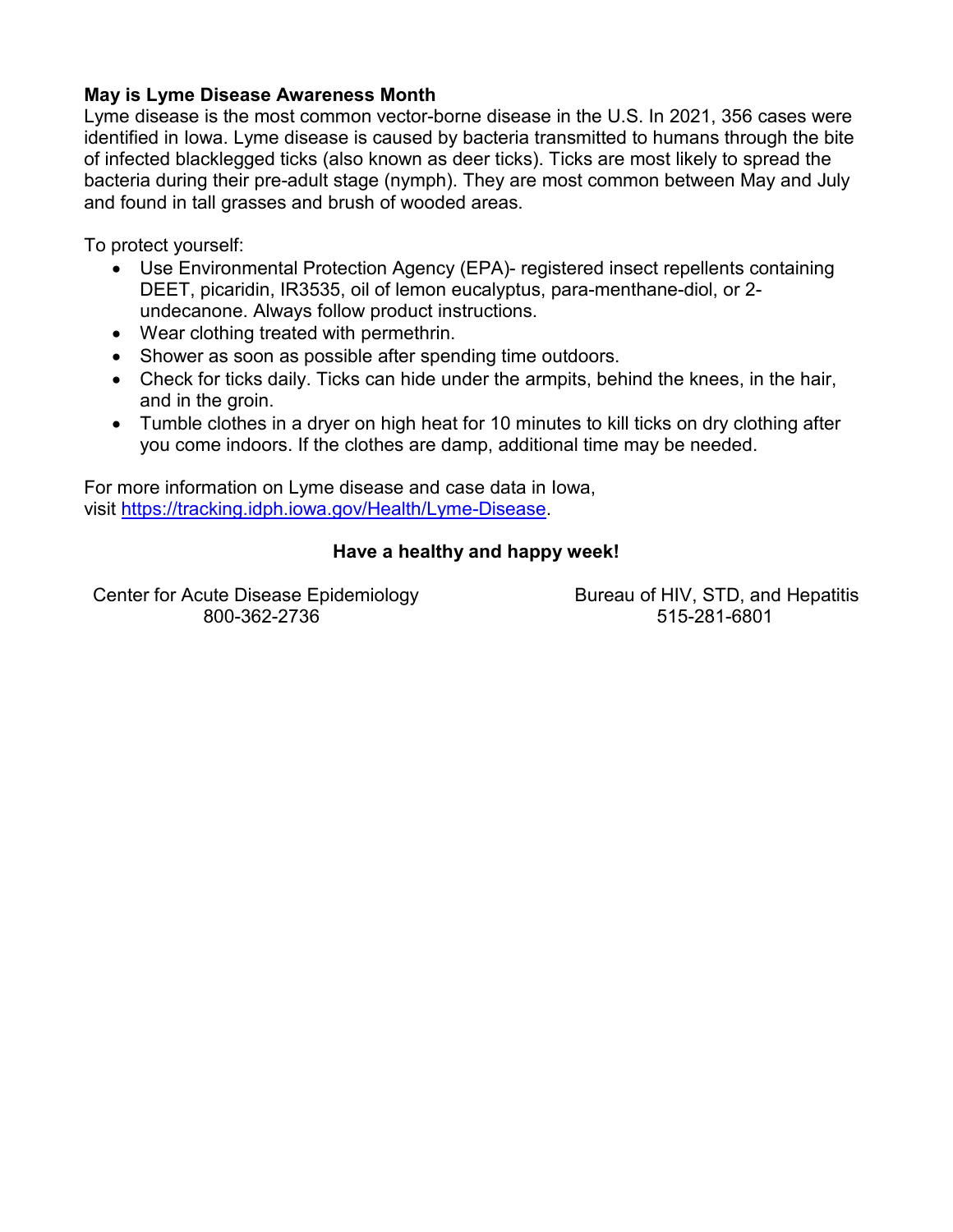**May is Lyme Disease Awareness Month**

Lyme disease is the most common vector-borne disease in the U.S. In 2021, 356 cases were identified in Iowa. Lyme disease is caused by bacteria transmitted to humans through the bite of infected blacklegged ticks (also known as deer ticks). Ticks are most likely to spread the bacteria during their pre-adult stage (nymph). They are most common between May and July and found in tall grasses and brush of wooded areas.

To protect yourself:

- Use Environmental Protection Agency (EPA)- registered insect repellents containing DEET, picaridin, IR3535, oil of lemon eucalyptus, para-menthane-diol, or 2-undecanone. Always follow product instructions.
- Wear clothing treated with permethrin.
- Shower as soon as possible after spending time outdoors.
- Check for ticks daily. Ticks can hide under the armpits, behind the knees, in the hair, and in the groin.
- Tumble clothes in a dryer on high heat for 10 minutes to kill ticks on dry clothing after you come indoors. If the clothes are damp, additional time may be needed.

For more information on Lyme disease and case data in Iowa, visit [https://tracking.idph.iowa.gov/Health/Lyme-Disease](https://tracking.idph.iowa.gov/Health/Lyme-Disease).

**Have a healthy and happy week!**

Center for Acute Disease Epidemiology
800-362-2736

Bureau of HIV, STD, and Hepatitis
515-281-6801